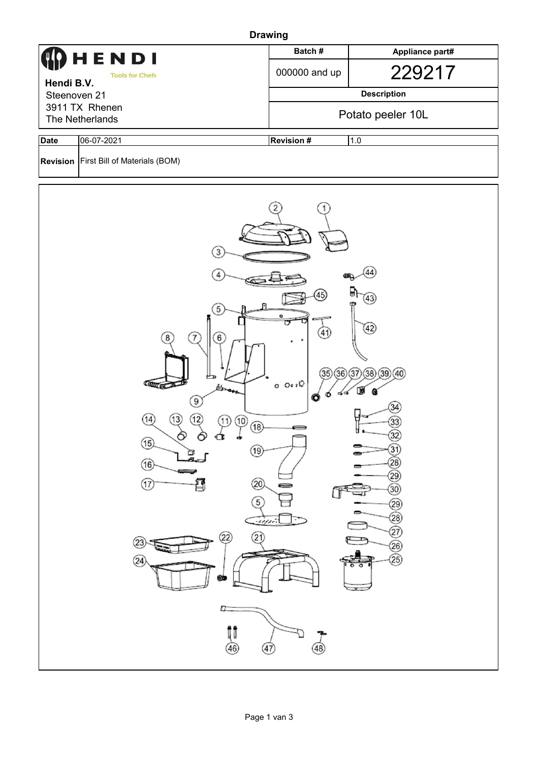# Drawing

| **HENDI** Tools for Chefs | Batch # | Appliance part# |
|---|---|---|
| **Hendi B.V.**<br>Steenoven 21<br>3911 TX Rhenen<br>The Netherlands | 000000 and up | 229217 |
| | **Description** | |
| | Potato peeler 10L | |

| **Date** | 06-07-2021 | **Revision #** | 1.0 |
|---|---|---|---|
| **Revision** | First Bill of Materials (BOM) | | |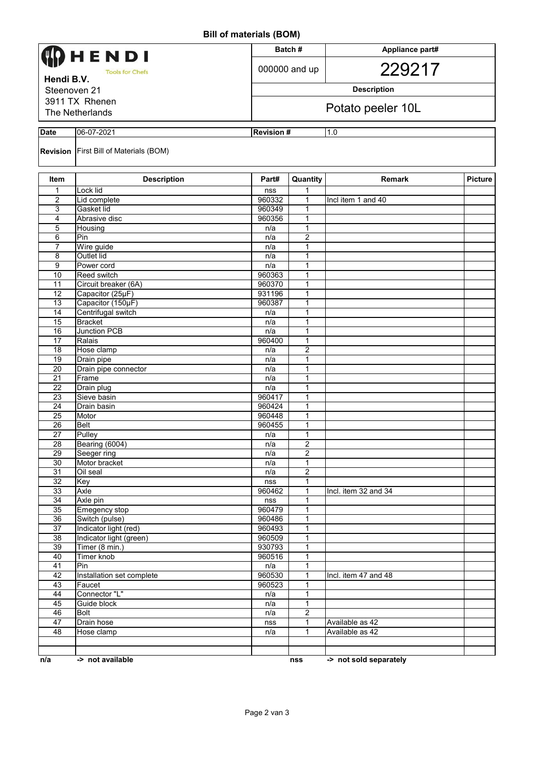# Bill of materials (BOM)

| HENDI Tools for Chefs | Batch # | Appliance part# |
|---|---|---|
| **Hendi B.V.** | 000000 and up | 229217 |
| Steenoven 21 | **Description** | |
| 3911 TX Rhenen | Potato peeler 10L | |
| The Netherlands | | |

| **Date** | 06-07-2021 | **Revision #** | 1.0 |
|---|---|---|---|
| **Revision** | First Bill of Materials (BOM) | | |

| Item | Description | Part# | Quantity | Remark | Picture |
|---|---|---|---|---|---|
| 1 | Lock lid | nss | 1 | | |
| 2 | Lid complete | 960332 | 1 | Incl item 1 and 40 | |
| 3 | Gasket lid | 960349 | 1 | | |
| 4 | Abrasive disc | 960356 | 1 | | |
| 5 | Housing | n/a | 1 | | |
| 6 | Pin | n/a | 2 | | |
| 7 | Wire guide | n/a | 1 | | |
| 8 | Outlet lid | n/a | 1 | | |
| 9 | Power cord | n/a | 1 | | |
| 10 | Reed switch | 960363 | 1 | | |
| 11 | Circuit breaker (6A) | 960370 | 1 | | |
| 12 | Capacitor (25µF) | 931196 | 1 | | |
| 13 | Capacitor (150µF) | 960387 | 1 | | |
| 14 | Centrifugal switch | n/a | 1 | | |
| 15 | Bracket | n/a | 1 | | |
| 16 | Junction PCB | n/a | 1 | | |
| 17 | Ralais | 960400 | 1 | | |
| 18 | Hose clamp | n/a | 2 | | |
| 19 | Drain pipe | n/a | 1 | | |
| 20 | Drain pipe connector | n/a | 1 | | |
| 21 | Frame | n/a | 1 | | |
| 22 | Drain plug | n/a | 1 | | |
| 23 | Sieve basin | 960417 | 1 | | |
| 24 | Drain basin | 960424 | 1 | | |
| 25 | Motor | 960448 | 1 | | |
| 26 | Belt | 960455 | 1 | | |
| 27 | Pulley | n/a | 1 | | |
| 28 | Bearing (6004) | n/a | 2 | | |
| 29 | Seeger ring | n/a | 2 | | |
| 30 | Motor bracket | n/a | 1 | | |
| 31 | Oil seal | n/a | 2 | | |
| 32 | Key | nss | 1 | | |
| 33 | Axle | 960462 | 1 | Incl. item 32 and 34 | |
| 34 | Axle pin | nss | 1 | | |
| 35 | Emegency stop | 960479 | 1 | | |
| 36 | Switch (pulse) | 960486 | 1 | | |
| 37 | Indicator light (red) | 960493 | 1 | | |
| 38 | Indicator light (green) | 960509 | 1 | | |
| 39 | Timer (8 min.) | 930793 | 1 | | |
| 40 | Timer knob | 960516 | 1 | | |
| 41 | Pin | n/a | 1 | | |
| 42 | Installation set complete | 960530 | 1 | Incl. item 47 and 48 | |
| 43 | Faucet | 960523 | 1 | | |
| 44 | Connector "L" | n/a | 1 | | |
| 45 | Guide block | n/a | 1 | | |
| 46 | Bolt | n/a | 2 | | |
| 47 | Drain hose | nss | 1 | Available as 42 | |
| 48 | Hose clamp | n/a | 1 | Available as 42 | |
| | | | | | |
| | | | | | |

**n/a** **-> not available** **nss** **-> not sold separately**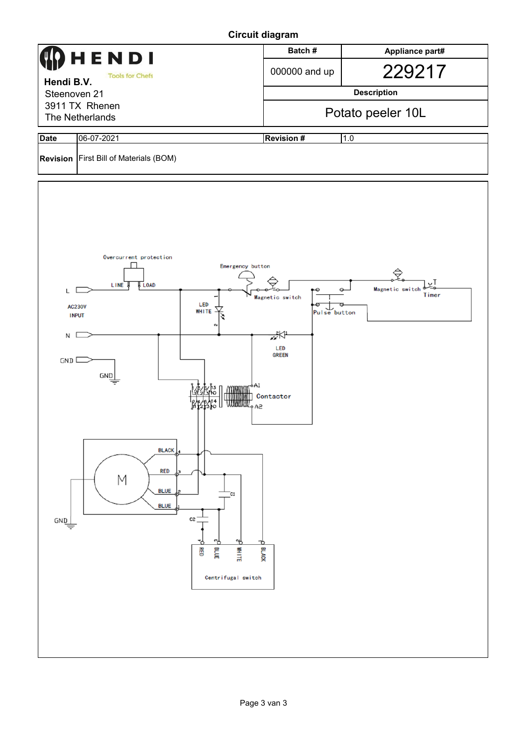# Circuit diagram

| HENDI Tools for Chefs<br>**Hendi B.V.**<br>Steenoven 21<br>3911 TX Rhenen<br>The Netherlands | **Batch #** | **Appliance part#** |
|---|---|---|
| | 000000 and up | 229217 |
| | **Description** | |
| | Potato peeler 10L | |

| **Date** | 06-07-2021 | **Revision #** | 1.0 |
|---|---|---|---|
| **Revision** | First Bill of Materials (BOM) | | |

Overcurrent protection
LINE
LOAD
Emergency button
Magnetic switch
Magnetic switch
Timer
T
Pulse button
L
AC230V
INPUT
N
GND
GND
LED
WHITE
1
2
LED
GREEN
2
1
A1
A2
Contactor
1 3 5 13
L1 L2 L3 NO
2 4 6 14
T1 T2 T3 NO
BLACK 4
RED 3
BLUE 2
BLUE 1
M
GND
C1
C2
4 RED
3 BLUE
2 WHITE
1 BLACK
Centrifugal switch